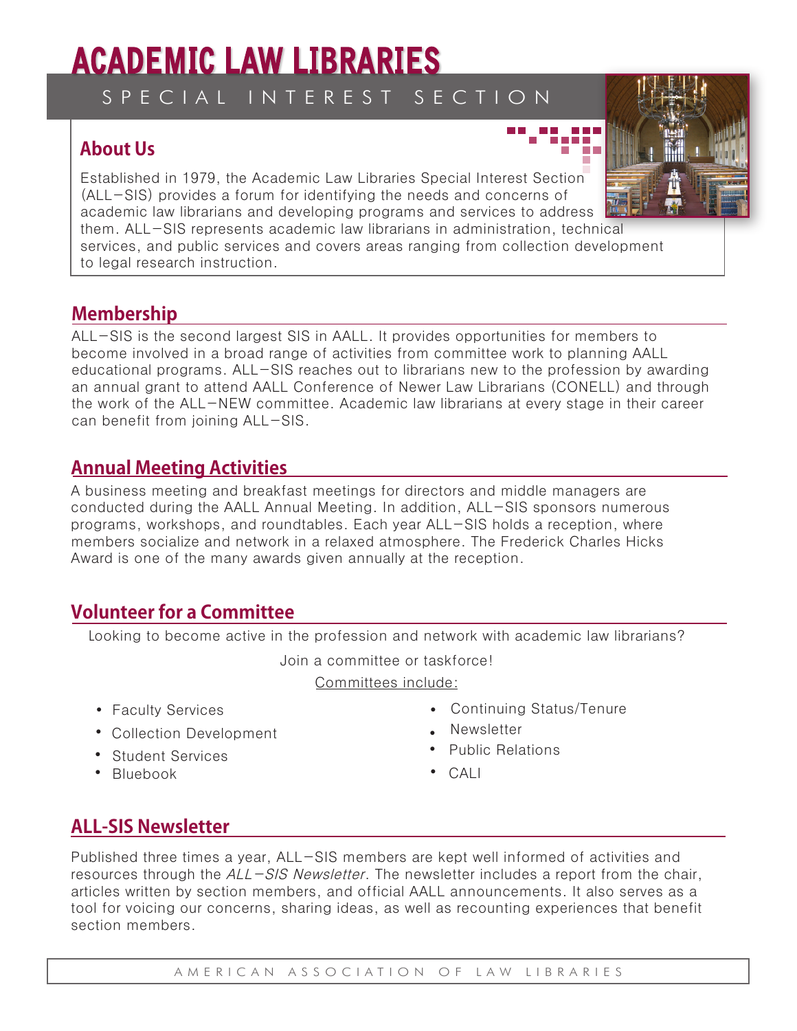# ACADEMIC LAW LIBRARIES

SPECIAL INTEREST SECTION

## About Us

Established in 1979, the Academic Law Libraries Special Interest Section (ALL–SIS) provides a forum for identifying the needs and concerns of academic law librarians and developing programs and services to address them. ALL–SIS represents academic law librarians in administration, technical services, and public services and covers areas ranging from collection development to legal research instruction.

## Membership

ALL–SIS is the second largest SIS in AALL. It provides opportunities for members to become involved in a broad range of activities from committee work to planning AALL educational programs. ALL–SIS reaches out to librarians new to the profession by awarding an annual grant to attend AALL Conference of Newer Law Librarians (CONELL) and through the work of the ALL–NEW committee. Academic law librarians at every stage in their career can benefit from joining ALL–SIS.

## Annual Meeting Activities

A business meeting and breakfast meetings for directors and middle managers are conducted during the AALL Annual Meeting. In addition, ALL–SIS sponsors numerous programs, workshops, and roundtables. Each year ALL–SIS holds a reception, where members socialize and network in a relaxed atmosphere. The Frederick Charles Hicks Award is one of the many awards given annually at the reception.

## Volunteer for a Committee

Looking to become active in the profession and network with academic law librarians?

Join a committee or taskforce!

Committees include:

- Faculty Services
- Collection Development
- Student Services
- Bluebook
- Continuing Status/Tenure
- Newsletter
- Public Relations
- CALI

## ALL-SIS Newsletter

Published three times a year, ALL–SIS members are kept well informed of activities and resources through the *ALL–SIS Newsletter*. The newsletter includes a report from the chair, articles written by section members, and official AALL announcements. It also serves as a tool for voicing our concerns, sharing ideas, as well as recounting experiences that benefit section members.

AMERICAN ASSOCIATION OF LAW LIBRARIES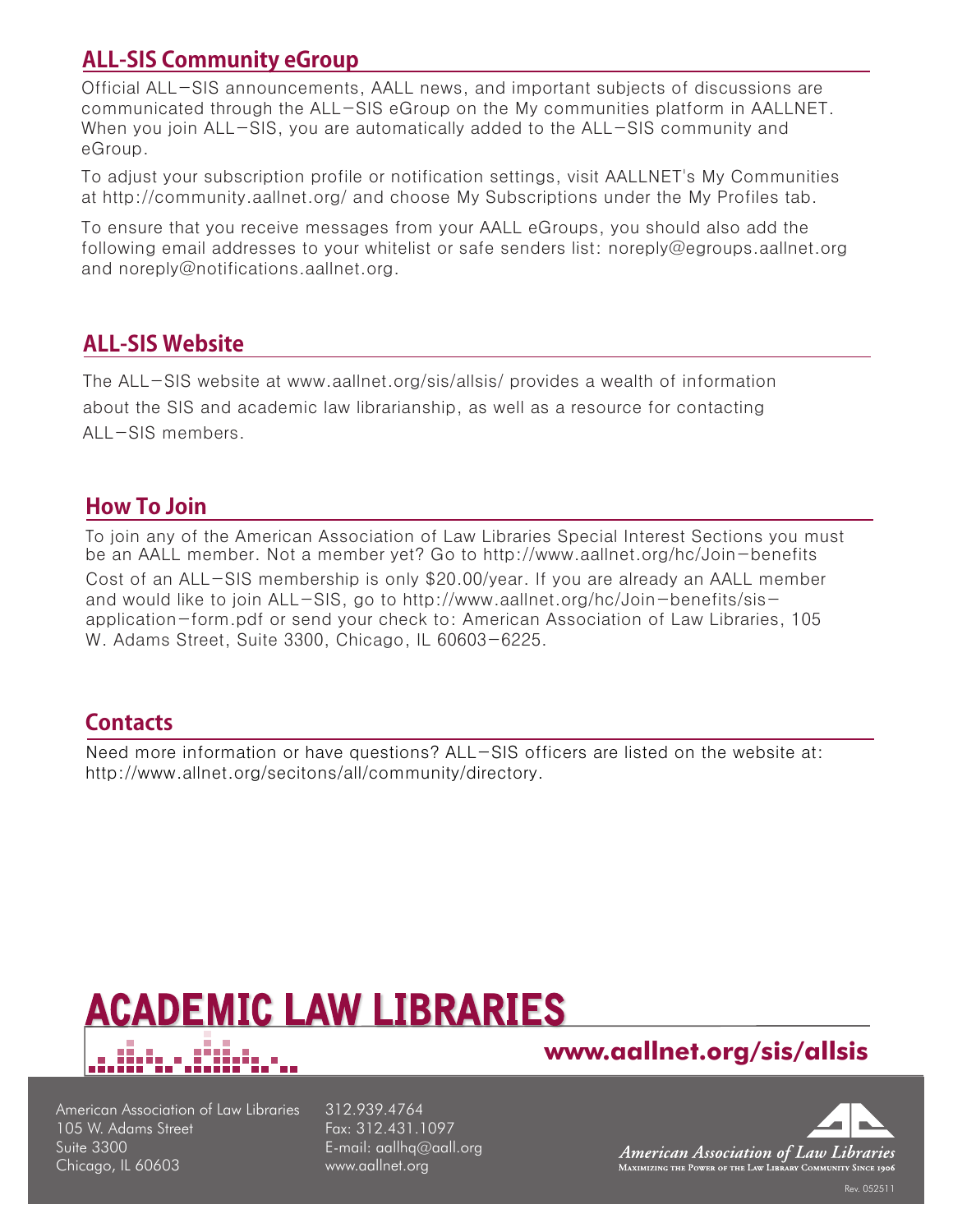## ALL-SIS Community eGroup

Official ALL–SIS announcements, AALL news, and important subjects of discussions are communicated through the ALL–SIS eGroup on the My communities platform in AALLNET. When you join ALL–SIS, you are automatically added to the ALL–SIS community and eGroup.

To adjust your subscription profile or notification settings, visit AALLNET's My Communities at http://community.aallnet.org/ and choose My Subscriptions under the My Profiles tab.

To ensure that you receive messages from your AALL eGroups, you should also add the following email addresses to your whitelist or safe senders list: noreply@egroups.aallnet.org and noreply@notifications.aallnet.org.

## ALL-SIS Website

The ALL–SIS website at www.aallnet.org/sis/allsis/ provides a wealth of information about the SIS and academic law librarianship, as well as a resource for contacting ALL–SIS members.

## How To Join

To join any of the American Association of Law Libraries Special Interest Sections you must be an AALL member. Not a member yet? Go to http://www.aallnet.org/hc/Join–benefits

Cost of an ALL–SIS membership is only $20.00/year. If you are already an AALL member and would like to join ALL–SIS, go to http://www.aallnet.org/hc/Join–benefits/sis–application–form.pdf or send your check to: American Association of Law Libraries, 105 W. Adams Street, Suite 3300, Chicago, IL 60603–6225.

## Contacts

Need more information or have questions? ALL–SIS officers are listed on the website at: http://www.allnet.org/secitons/all/community/directory.

# ACADEMIC LAW LIBRARIES

**www.aallnet.org/sis/allsis**

American Association of Law Libraries
105 W. Adams Street
Suite 3300
Chicago, IL 60603

312.939.4764
Fax: 312.431.1097
E-mail: aallhq@aall.org
www.aallnet.org

*American Association of Law Libraries*
Maximizing the Power of the Law Library Community Since 1906

Rev. 052511